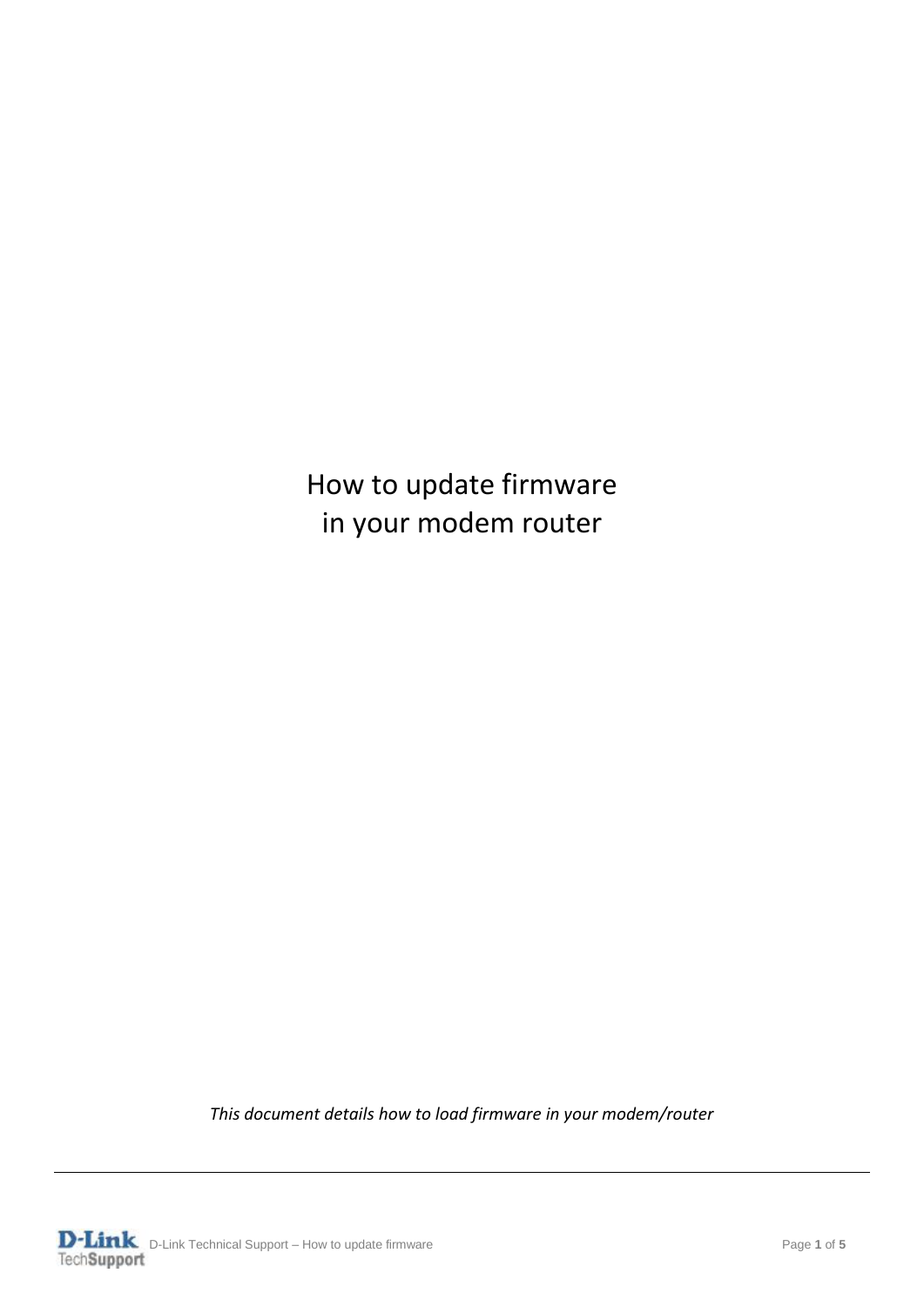# How to update firmware in your modem router

*This document details how to load firmware in your modem/router*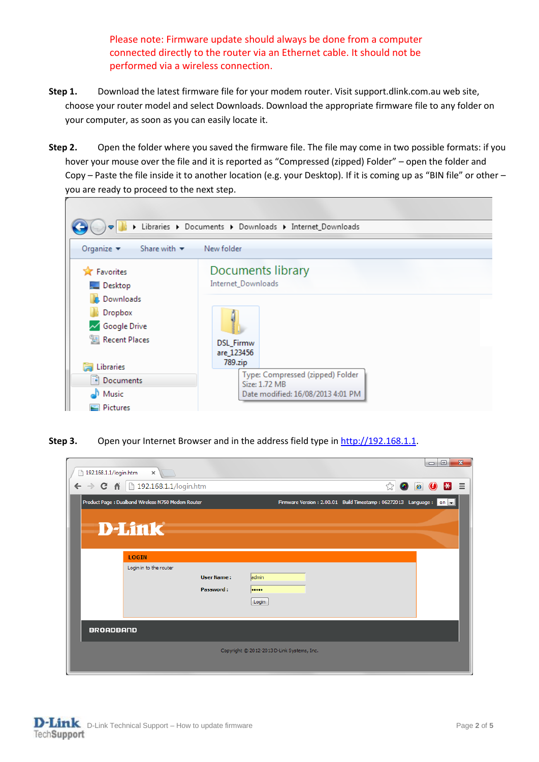Please note: Firmware update should always be done from a computer connected directly to the router via an Ethernet cable. It should not be performed via a wireless connection.

**Step 1.** Download the latest firmware file for your modem router. Visit support.dlink.com.au web site, choose your router model and select Downloads. Download the appropriate firmware file to any folder on your computer, as soon as you can easily locate it.

**Step 2.** Open the folder where you saved the firmware file. The file may come in two possible formats: if you hover your mouse over the file and it is reported as "Compressed (zipped) Folder" – open the folder and Copy – Paste the file inside it to another location (e.g. your Desktop). If it is coming up as "BIN file" or other – you are ready to proceed to the next step.

**Step 3.** Open your Internet Browser and in the address field type in [http://192.168.1.1](http://192.168.1.1).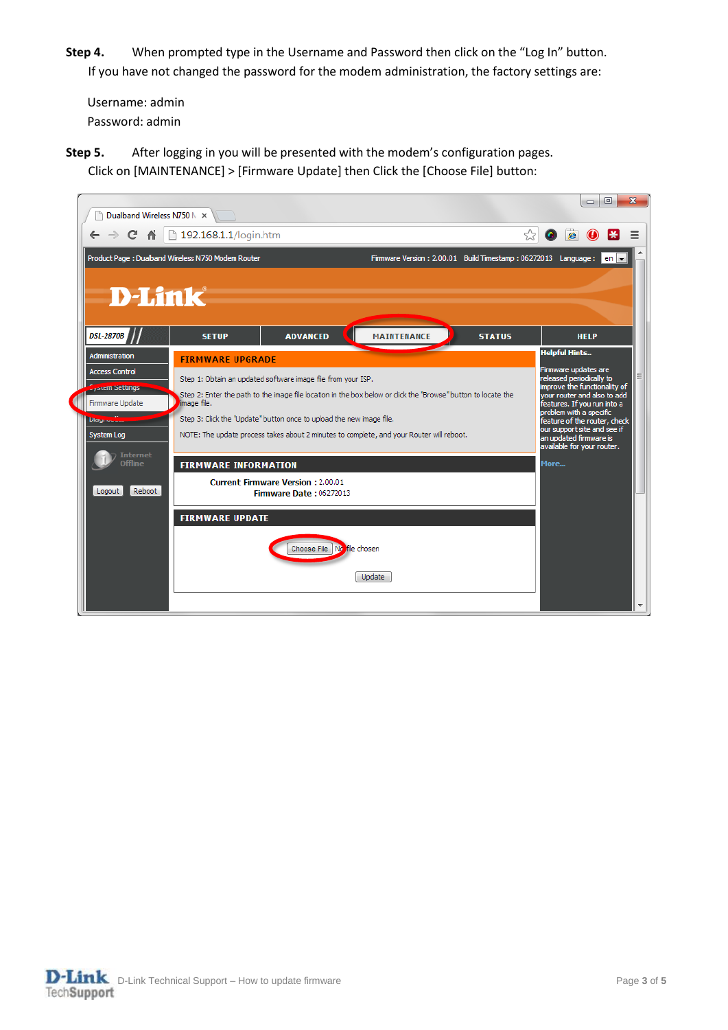**Step 4.** When prompted type in the Username and Password then click on the "Log In" button.
If you have not changed the password for the modem administration, the factory settings are:

Username: admin
Password: admin

**Step 5.** After logging in you will be presented with the modem's configuration pages.
Click on [MAINTENANCE] > [Firmware Update] then Click the [Choose File] button: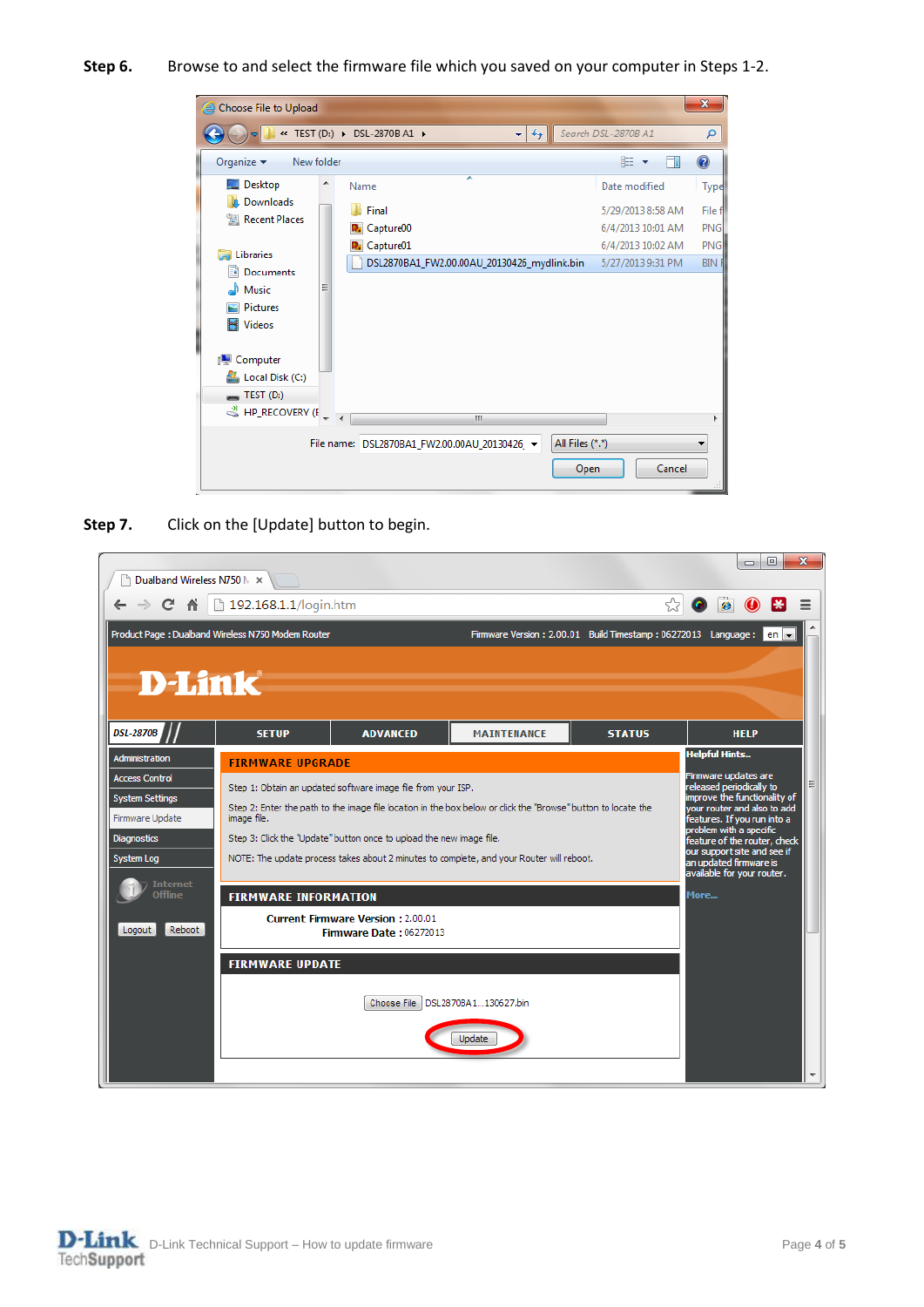**Step 6.** Browse to and select the firmware file which you saved on your computer in Steps 1-2.

**Step 7.** Click on the [Update] button to begin.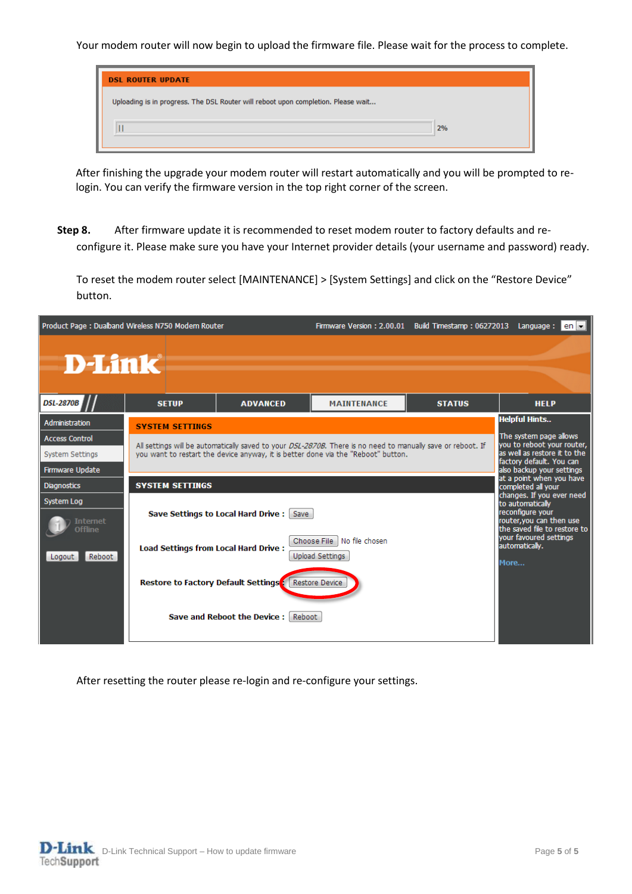Your modem router will now begin to upload the firmware file. Please wait for the process to complete.

DSL ROUTER UPDATE

Uploading is in progress. The DSL Router will reboot upon completion. Please wait...

2%

After finishing the upgrade your modem router will restart automatically and you will be prompted to re-login. You can verify the firmware version in the top right corner of the screen.

**Step 8.** After firmware update it is recommended to reset modem router to factory defaults and re-configure it. Please make sure you have your Internet provider details (your username and password) ready.

To reset the modem router select [MAINTENANCE] > [System Settings] and click on the "Restore Device" button.

Product Page : Dualband Wireless N750 Modem Router    Firmware Version : 2.00.01    Build Timestamp : 06272013    Language : en

D-Link

DSL-2870B | SETUP | ADVANCED | MAINTENANCE | STATUS | HELP

Administration
Access Control
System Settings
Firmware Update
Diagnostics
System Log

Internet Offline

Logout    Reboot

SYSTEM SETTINGS

All settings will be automatically saved to your DSL-2870B. There is no need to manually save or reboot. If you want to restart the device anyway, it is better done via the "Reboot" button.

SYSTEM SETTINGS

Save Settings to Local Hard Drive : Save

Load Settings from Local Hard Drive : Choose File No file chosen
Upload Settings

Restore to Factory Default Settings : Restore Device

Save and Reboot the Device : Reboot

Helpful Hints..

The system page allows you to reboot your router, as well as restore it to the factory default. You can also backup your settings at a point when you have completed all your changes. If you ever need to automatically reconfigure your router,you can then use the saved file to restore to your favoured settings automatically.

More...

After resetting the router please re-login and re-configure your settings.